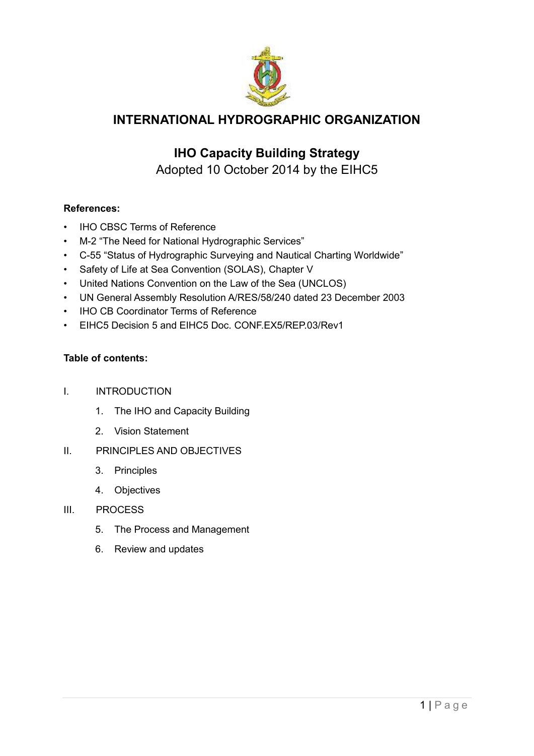# INTERNATIONAL HYDROGRAPHIC ORGANIZATION

## IHO Capacity Building Strategy

Adopted 10 October 2014 by the EIHC5

**References:**

- IHO CBSC Terms of Reference
- M-2 "The Need for National Hydrographic Services"
- C-55 "Status of Hydrographic Surveying and Nautical Charting Worldwide"
- Safety of Life at Sea Convention (SOLAS), Chapter V
- United Nations Convention on the Law of the Sea (UNCLOS)
- UN General Assembly Resolution A/RES/58/240 dated 23 December 2003
- IHO CB Coordinator Terms of Reference
- EIHC5 Decision 5 and EIHC5 Doc. CONF.EX5/REP.03/Rev1

**Table of contents:**

I. INTRODUCTION
   1. The IHO and Capacity Building
   2. Vision Statement

II. PRINCIPLES AND OBJECTIVES
   3. Principles
   4. Objectives

III. PROCESS
   5. The Process and Management
   6. Review and updates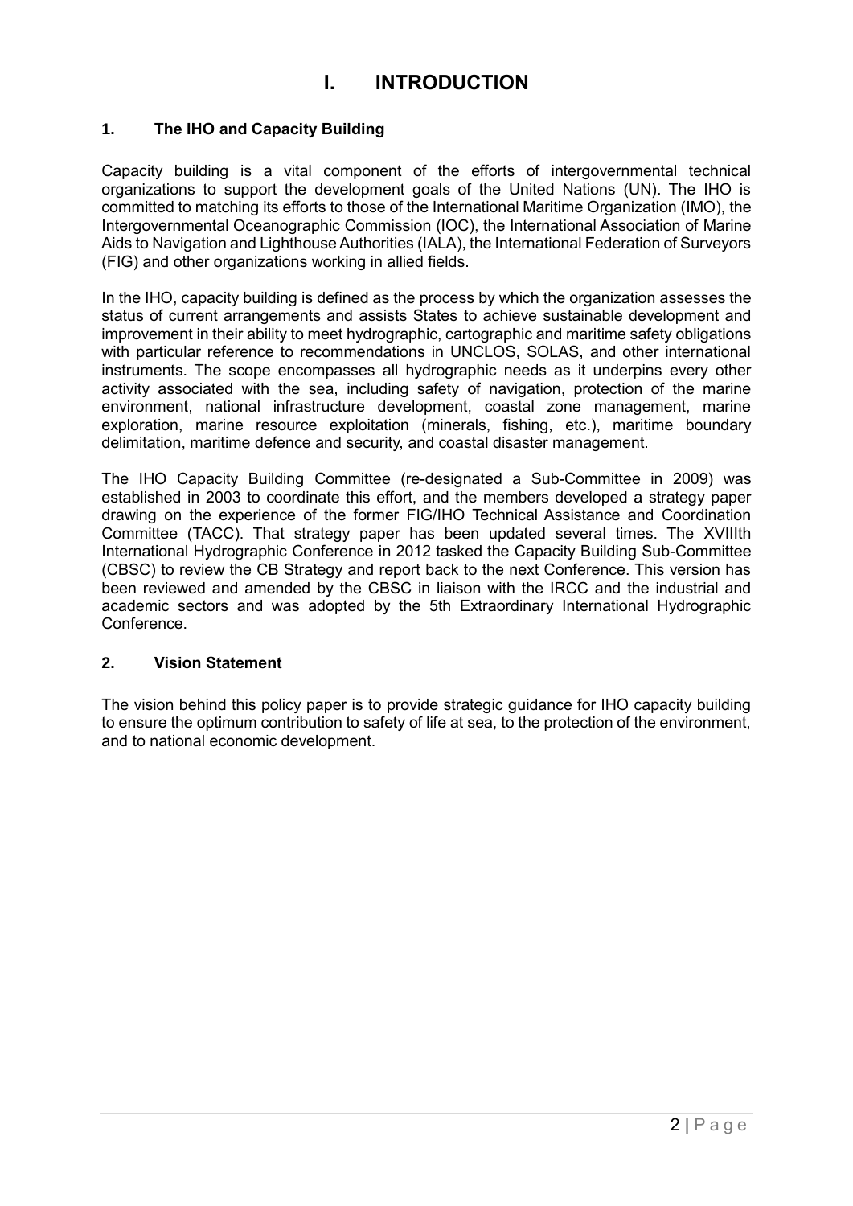# I. INTRODUCTION

## 1. The IHO and Capacity Building

Capacity building is a vital component of the efforts of intergovernmental technical organizations to support the development goals of the United Nations (UN). The IHO is committed to matching its efforts to those of the International Maritime Organization (IMO), the Intergovernmental Oceanographic Commission (IOC), the International Association of Marine Aids to Navigation and Lighthouse Authorities (IALA), the International Federation of Surveyors (FIG) and other organizations working in allied fields.

In the IHO, capacity building is defined as the process by which the organization assesses the status of current arrangements and assists States to achieve sustainable development and improvement in their ability to meet hydrographic, cartographic and maritime safety obligations with particular reference to recommendations in UNCLOS, SOLAS, and other international instruments. The scope encompasses all hydrographic needs as it underpins every other activity associated with the sea, including safety of navigation, protection of the marine environment, national infrastructure development, coastal zone management, marine exploration, marine resource exploitation (minerals, fishing, etc.), maritime boundary delimitation, maritime defence and security, and coastal disaster management.

The IHO Capacity Building Committee (re-designated a Sub-Committee in 2009) was established in 2003 to coordinate this effort, and the members developed a strategy paper drawing on the experience of the former FIG/IHO Technical Assistance and Coordination Committee (TACC). That strategy paper has been updated several times. The XVIIIth International Hydrographic Conference in 2012 tasked the Capacity Building Sub-Committee (CBSC) to review the CB Strategy and report back to the next Conference. This version has been reviewed and amended by the CBSC in liaison with the IRCC and the industrial and academic sectors and was adopted by the 5th Extraordinary International Hydrographic Conference.

## 2. Vision Statement

The vision behind this policy paper is to provide strategic guidance for IHO capacity building to ensure the optimum contribution to safety of life at sea, to the protection of the environment, and to national economic development.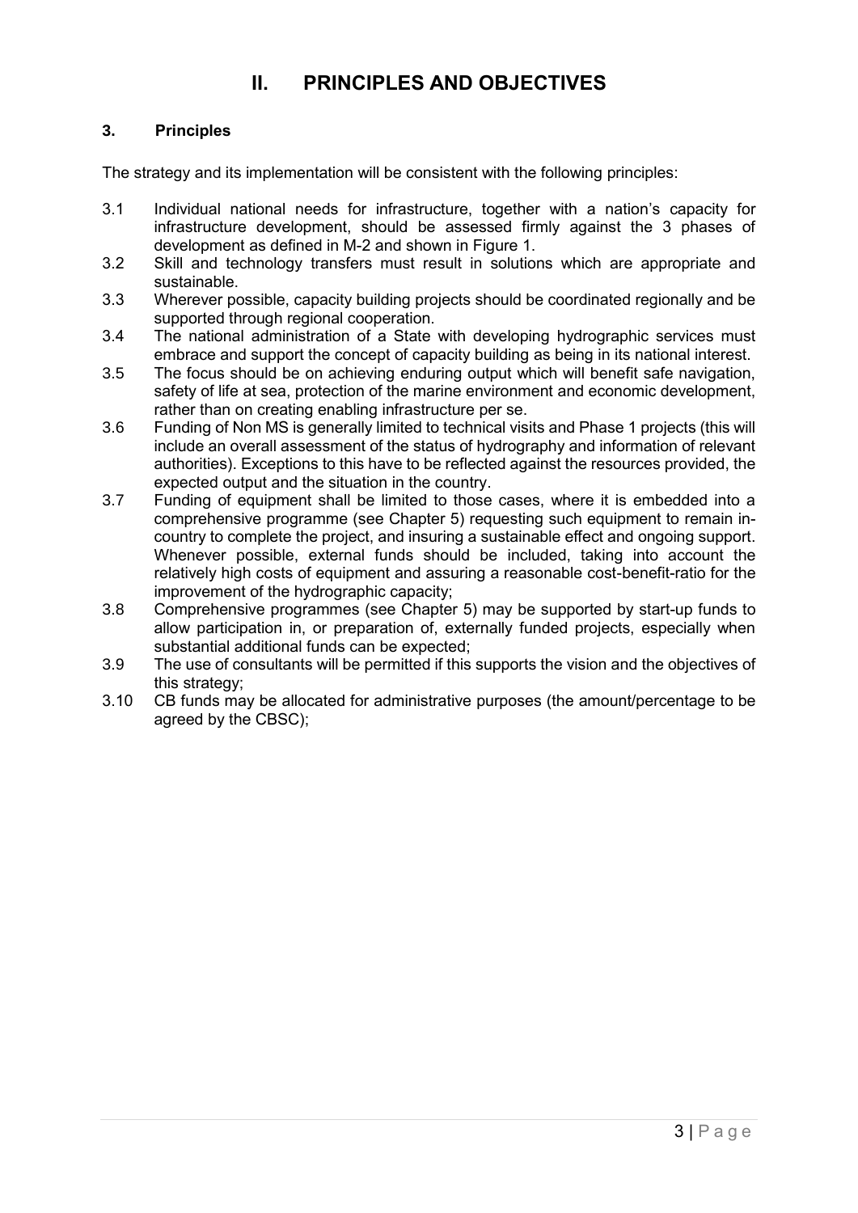# II. PRINCIPLES AND OBJECTIVES

## 3. Principles

The strategy and its implementation will be consistent with the following principles:

3.1 Individual national needs for infrastructure, together with a nation's capacity for infrastructure development, should be assessed firmly against the 3 phases of development as defined in M-2 and shown in Figure 1.

3.2 Skill and technology transfers must result in solutions which are appropriate and sustainable.

3.3 Wherever possible, capacity building projects should be coordinated regionally and be supported through regional cooperation.

3.4 The national administration of a State with developing hydrographic services must embrace and support the concept of capacity building as being in its national interest.

3.5 The focus should be on achieving enduring output which will benefit safe navigation, safety of life at sea, protection of the marine environment and economic development, rather than on creating enabling infrastructure per se.

3.6 Funding of Non MS is generally limited to technical visits and Phase 1 projects (this will include an overall assessment of the status of hydrography and information of relevant authorities). Exceptions to this have to be reflected against the resources provided, the expected output and the situation in the country.

3.7 Funding of equipment shall be limited to those cases, where it is embedded into a comprehensive programme (see Chapter 5) requesting such equipment to remain in-country to complete the project, and insuring a sustainable effect and ongoing support. Whenever possible, external funds should be included, taking into account the relatively high costs of equipment and assuring a reasonable cost-benefit-ratio for the improvement of the hydrographic capacity;

3.8 Comprehensive programmes (see Chapter 5) may be supported by start-up funds to allow participation in, or preparation of, externally funded projects, especially when substantial additional funds can be expected;

3.9 The use of consultants will be permitted if this supports the vision and the objectives of this strategy;

3.10 CB funds may be allocated for administrative purposes (the amount/percentage to be agreed by the CBSC);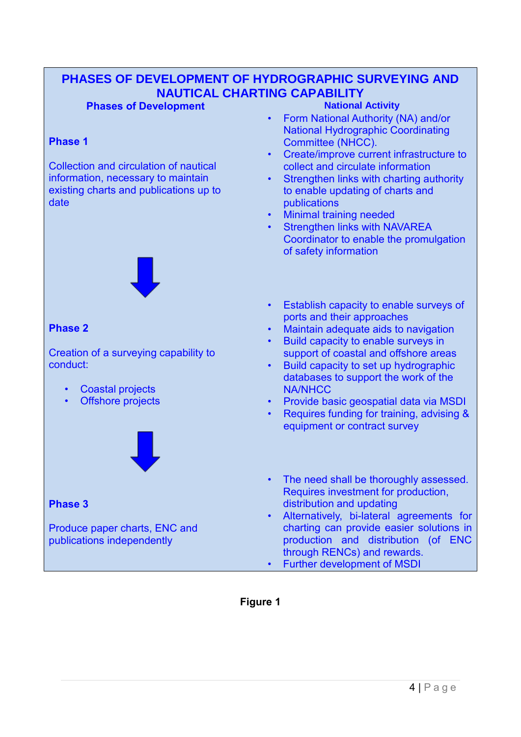## PHASES OF DEVELOPMENT OF HYDROGRAPHIC SURVEYING AND NAUTICAL CHARTING CAPABILITY

| Phases of Development | National Activity |
| --- | --- |
| **Phase 1**<br><br>Collection and circulation of nautical information, necessary to maintain existing charts and publications up to date | • Form National Authority (NA) and/or National Hydrographic Coordinating Committee (NHCC).<br>• Create/improve current infrastructure to collect and circulate information<br>• Strengthen links with charting authority to enable updating of charts and publications<br>• Minimal training needed<br>• Strengthen links with NAVAREA Coordinator to enable the promulgation of safety information |
| **Phase 2**<br><br>Creation of a surveying capability to conduct:<br>• Coastal projects<br>• Offshore projects | • Establish capacity to enable surveys of ports and their approaches<br>• Maintain adequate aids to navigation<br>• Build capacity to enable surveys in support of coastal and offshore areas<br>• Build capacity to set up hydrographic databases to support the work of the NA/NHCC<br>• Provide basic geospatial data via MSDI<br>• Requires funding for training, advising & equipment or contract survey |
| **Phase 3**<br><br>Produce paper charts, ENC and publications independently | • The need shall be thoroughly assessed. Requires investment for production, distribution and updating<br>• Alternatively, bi-lateral agreements for charting can provide easier solutions in production and distribution (of ENC through RENCs) and rewards.<br>• Further development of MSDI |

**Figure 1**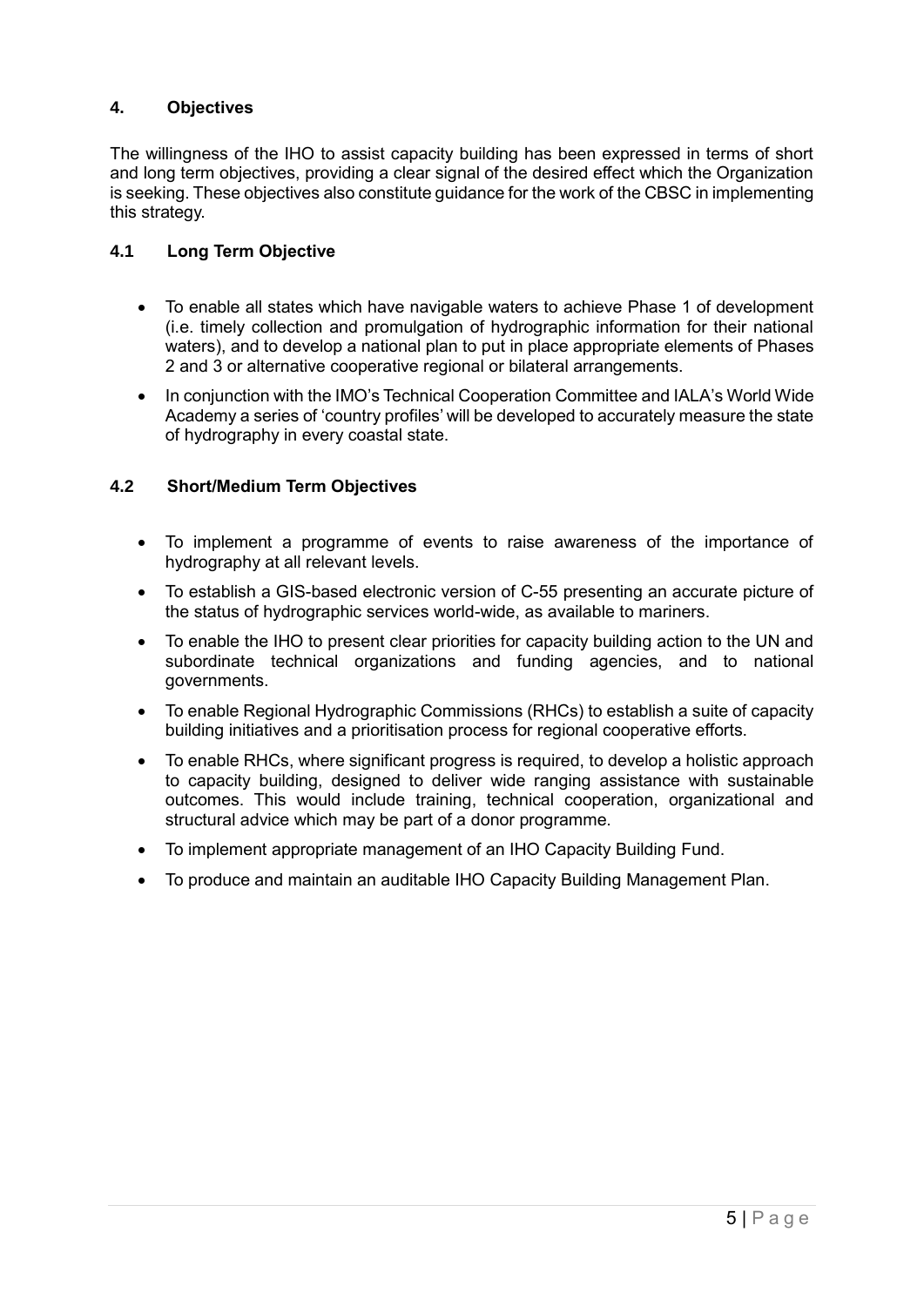## 4. Objectives

The willingness of the IHO to assist capacity building has been expressed in terms of short and long term objectives, providing a clear signal of the desired effect which the Organization is seeking. These objectives also constitute guidance for the work of the CBSC in implementing this strategy.

### 4.1 Long Term Objective

- To enable all states which have navigable waters to achieve Phase 1 of development (i.e. timely collection and promulgation of hydrographic information for their national waters), and to develop a national plan to put in place appropriate elements of Phases 2 and 3 or alternative cooperative regional or bilateral arrangements.
- In conjunction with the IMO's Technical Cooperation Committee and IALA's World Wide Academy a series of 'country profiles' will be developed to accurately measure the state of hydrography in every coastal state.

### 4.2 Short/Medium Term Objectives

- To implement a programme of events to raise awareness of the importance of hydrography at all relevant levels.
- To establish a GIS-based electronic version of C-55 presenting an accurate picture of the status of hydrographic services world-wide, as available to mariners.
- To enable the IHO to present clear priorities for capacity building action to the UN and subordinate technical organizations and funding agencies, and to national governments.
- To enable Regional Hydrographic Commissions (RHCs) to establish a suite of capacity building initiatives and a prioritisation process for regional cooperative efforts.
- To enable RHCs, where significant progress is required, to develop a holistic approach to capacity building, designed to deliver wide ranging assistance with sustainable outcomes. This would include training, technical cooperation, organizational and structural advice which may be part of a donor programme.
- To implement appropriate management of an IHO Capacity Building Fund.
- To produce and maintain an auditable IHO Capacity Building Management Plan.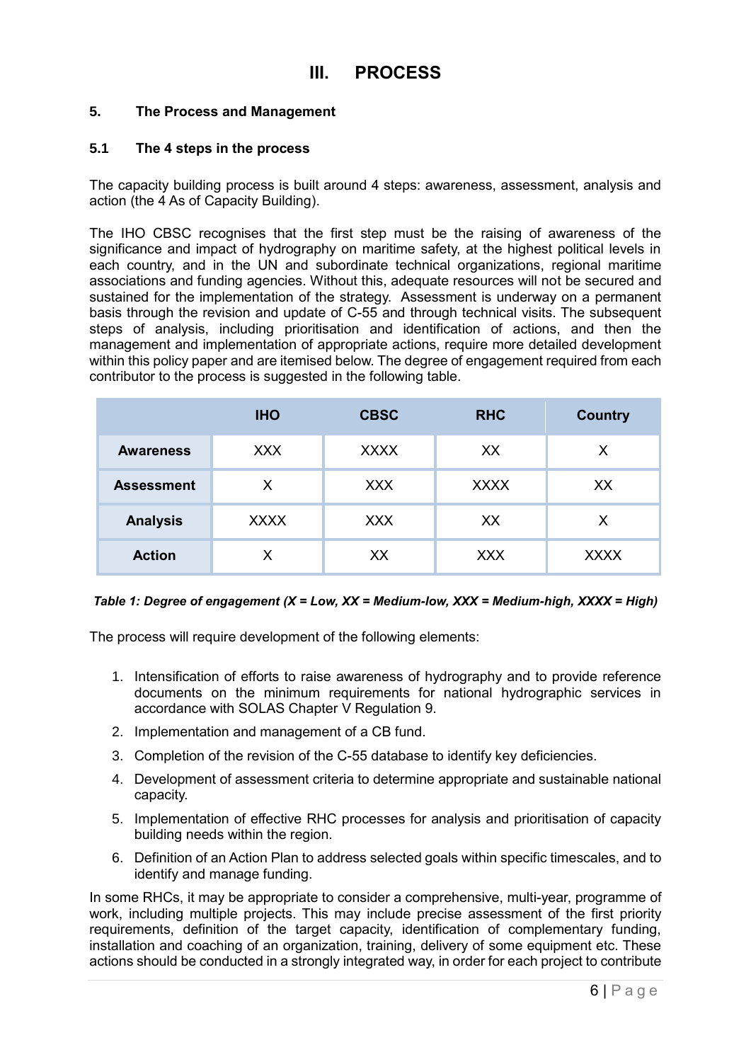# III. PROCESS

## 5. The Process and Management

### 5.1 The 4 steps in the process

The capacity building process is built around 4 steps: awareness, assessment, analysis and action (the 4 As of Capacity Building).

The IHO CBSC recognises that the first step must be the raising of awareness of the significance and impact of hydrography on maritime safety, at the highest political levels in each country, and in the UN and subordinate technical organizations, regional maritime associations and funding agencies. Without this, adequate resources will not be secured and sustained for the implementation of the strategy. Assessment is underway on a permanent basis through the revision and update of C-55 and through technical visits. The subsequent steps of analysis, including prioritisation and identification of actions, and then the management and implementation of appropriate actions, require more detailed development within this policy paper and are itemised below. The degree of engagement required from each contributor to the process is suggested in the following table.

| | IHO | CBSC | RHC | Country |
|---|---|---|---|---|
| **Awareness** | XXX | XXXX | XX | X |
| **Assessment** | X | XXX | XXXX | XX |
| **Analysis** | XXXX | XXX | XX | X |
| **Action** | X | XX | XXX | XXXX |

***Table 1: Degree of engagement (X = Low, XX = Medium-low, XXX = Medium-high, XXXX = High)***

The process will require development of the following elements:

1. Intensification of efforts to raise awareness of hydrography and to provide reference documents on the minimum requirements for national hydrographic services in accordance with SOLAS Chapter V Regulation 9.
2. Implementation and management of a CB fund.
3. Completion of the revision of the C-55 database to identify key deficiencies.
4. Development of assessment criteria to determine appropriate and sustainable national capacity.
5. Implementation of effective RHC processes for analysis and prioritisation of capacity building needs within the region.
6. Definition of an Action Plan to address selected goals within specific timescales, and to identify and manage funding.

In some RHCs, it may be appropriate to consider a comprehensive, multi-year, programme of work, including multiple projects. This may include precise assessment of the first priority requirements, definition of the target capacity, identification of complementary funding, installation and coaching of an organization, training, delivery of some equipment etc. These actions should be conducted in a strongly integrated way, in order for each project to contribute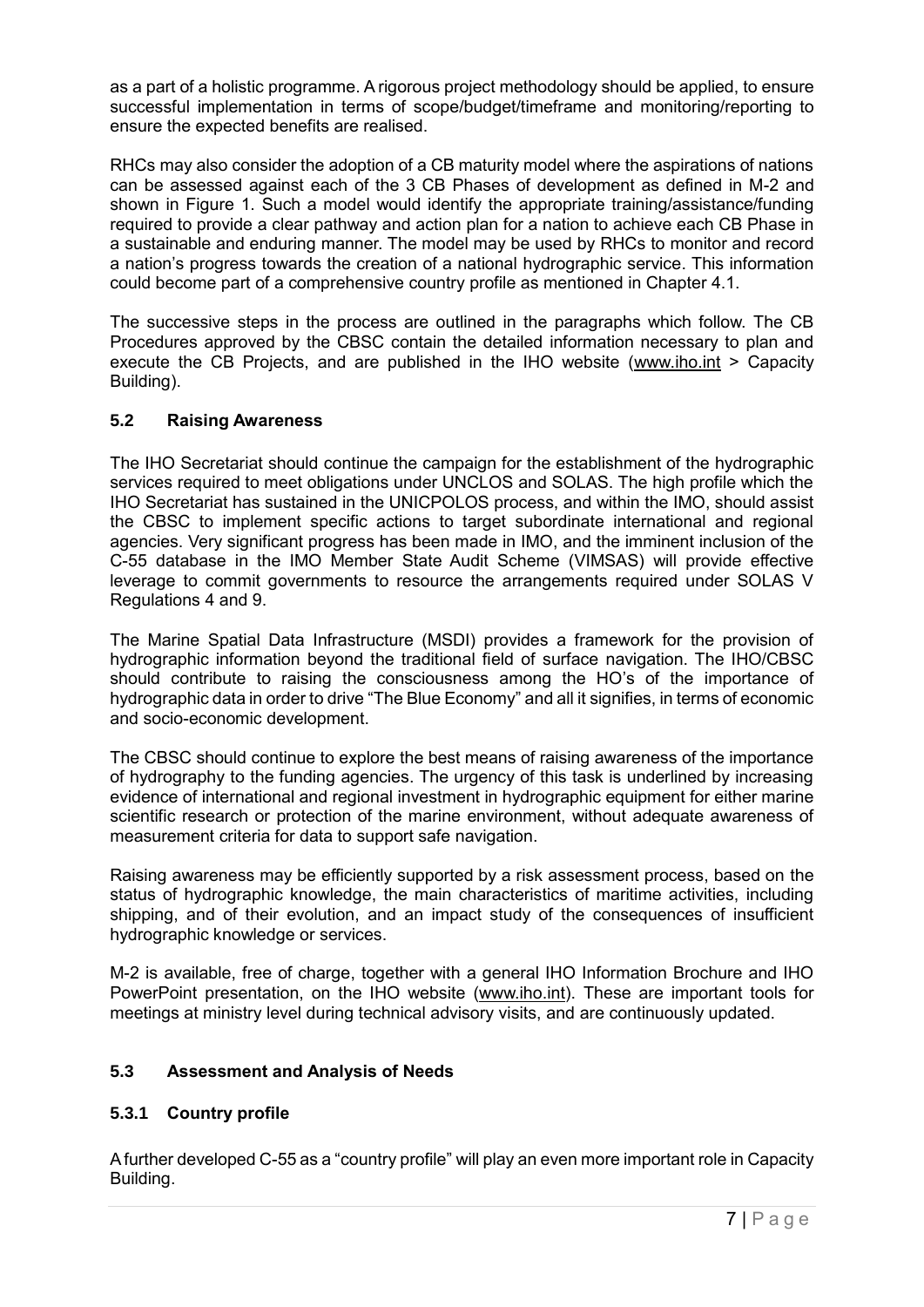as a part of a holistic programme. A rigorous project methodology should be applied, to ensure successful implementation in terms of scope/budget/timeframe and monitoring/reporting to ensure the expected benefits are realised.

RHCs may also consider the adoption of a CB maturity model where the aspirations of nations can be assessed against each of the 3 CB Phases of development as defined in M-2 and shown in Figure 1. Such a model would identify the appropriate training/assistance/funding required to provide a clear pathway and action plan for a nation to achieve each CB Phase in a sustainable and enduring manner. The model may be used by RHCs to monitor and record a nation's progress towards the creation of a national hydrographic service. This information could become part of a comprehensive country profile as mentioned in Chapter 4.1.

The successive steps in the process are outlined in the paragraphs which follow. The CB Procedures approved by the CBSC contain the detailed information necessary to plan and execute the CB Projects, and are published in the IHO website (www.iho.int > Capacity Building).

## 5.2 Raising Awareness

The IHO Secretariat should continue the campaign for the establishment of the hydrographic services required to meet obligations under UNCLOS and SOLAS. The high profile which the IHO Secretariat has sustained in the UNICPOLOS process, and within the IMO, should assist the CBSC to implement specific actions to target subordinate international and regional agencies. Very significant progress has been made in IMO, and the imminent inclusion of the C-55 database in the IMO Member State Audit Scheme (VIMSAS) will provide effective leverage to commit governments to resource the arrangements required under SOLAS V Regulations 4 and 9.

The Marine Spatial Data Infrastructure (MSDI) provides a framework for the provision of hydrographic information beyond the traditional field of surface navigation. The IHO/CBSC should contribute to raising the consciousness among the HO's of the importance of hydrographic data in order to drive "The Blue Economy" and all it signifies, in terms of economic and socio-economic development.

The CBSC should continue to explore the best means of raising awareness of the importance of hydrography to the funding agencies. The urgency of this task is underlined by increasing evidence of international and regional investment in hydrographic equipment for either marine scientific research or protection of the marine environment, without adequate awareness of measurement criteria for data to support safe navigation.

Raising awareness may be efficiently supported by a risk assessment process, based on the status of hydrographic knowledge, the main characteristics of maritime activities, including shipping, and of their evolution, and an impact study of the consequences of insufficient hydrographic knowledge or services.

M-2 is available, free of charge, together with a general IHO Information Brochure and IHO PowerPoint presentation, on the IHO website (www.iho.int). These are important tools for meetings at ministry level during technical advisory visits, and are continuously updated.

## 5.3 Assessment and Analysis of Needs

### 5.3.1 Country profile

A further developed C-55 as a "country profile" will play an even more important role in Capacity Building.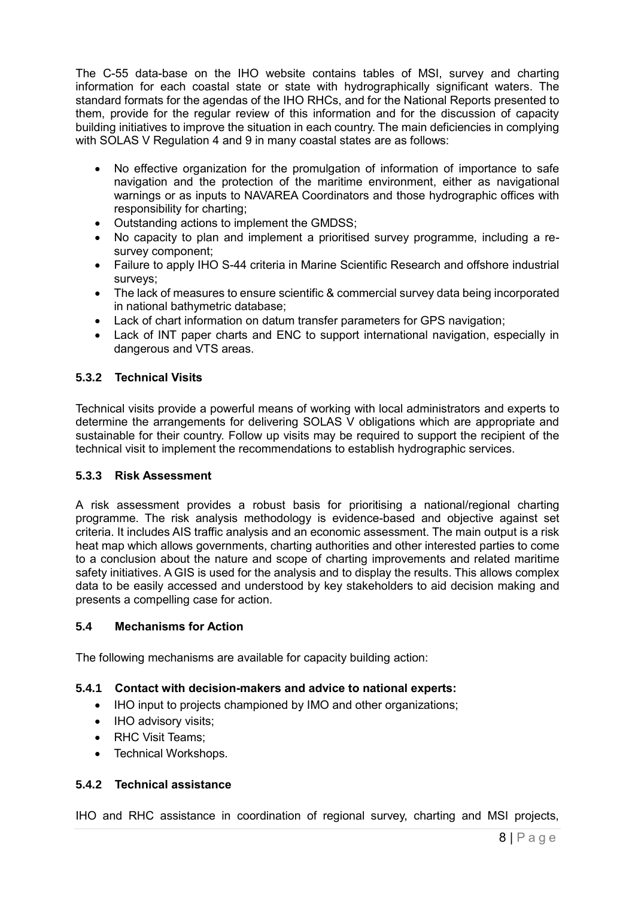The C-55 data-base on the IHO website contains tables of MSI, survey and charting information for each coastal state or state with hydrographically significant waters. The standard formats for the agendas of the IHO RHCs, and for the National Reports presented to them, provide for the regular review of this information and for the discussion of capacity building initiatives to improve the situation in each country. The main deficiencies in complying with SOLAS V Regulation 4 and 9 in many coastal states are as follows:

- No effective organization for the promulgation of information of importance to safe navigation and the protection of the maritime environment, either as navigational warnings or as inputs to NAVAREA Coordinators and those hydrographic offices with responsibility for charting;
- Outstanding actions to implement the GMDSS;
- No capacity to plan and implement a prioritised survey programme, including a re-survey component;
- Failure to apply IHO S-44 criteria in Marine Scientific Research and offshore industrial surveys;
- The lack of measures to ensure scientific & commercial survey data being incorporated in national bathymetric database;
- Lack of chart information on datum transfer parameters for GPS navigation;
- Lack of INT paper charts and ENC to support international navigation, especially in dangerous and VTS areas.

### 5.3.2 Technical Visits

Technical visits provide a powerful means of working with local administrators and experts to determine the arrangements for delivering SOLAS V obligations which are appropriate and sustainable for their country. Follow up visits may be required to support the recipient of the technical visit to implement the recommendations to establish hydrographic services.

### 5.3.3 Risk Assessment

A risk assessment provides a robust basis for prioritising a national/regional charting programme. The risk analysis methodology is evidence-based and objective against set criteria. It includes AIS traffic analysis and an economic assessment. The main output is a risk heat map which allows governments, charting authorities and other interested parties to come to a conclusion about the nature and scope of charting improvements and related maritime safety initiatives. A GIS is used for the analysis and to display the results. This allows complex data to be easily accessed and understood by key stakeholders to aid decision making and presents a compelling case for action.

## 5.4 Mechanisms for Action

The following mechanisms are available for capacity building action:

### 5.4.1 Contact with decision-makers and advice to national experts:

- IHO input to projects championed by IMO and other organizations;
- IHO advisory visits;
- RHC Visit Teams;
- Technical Workshops.

### 5.4.2 Technical assistance

IHO and RHC assistance in coordination of regional survey, charting and MSI projects,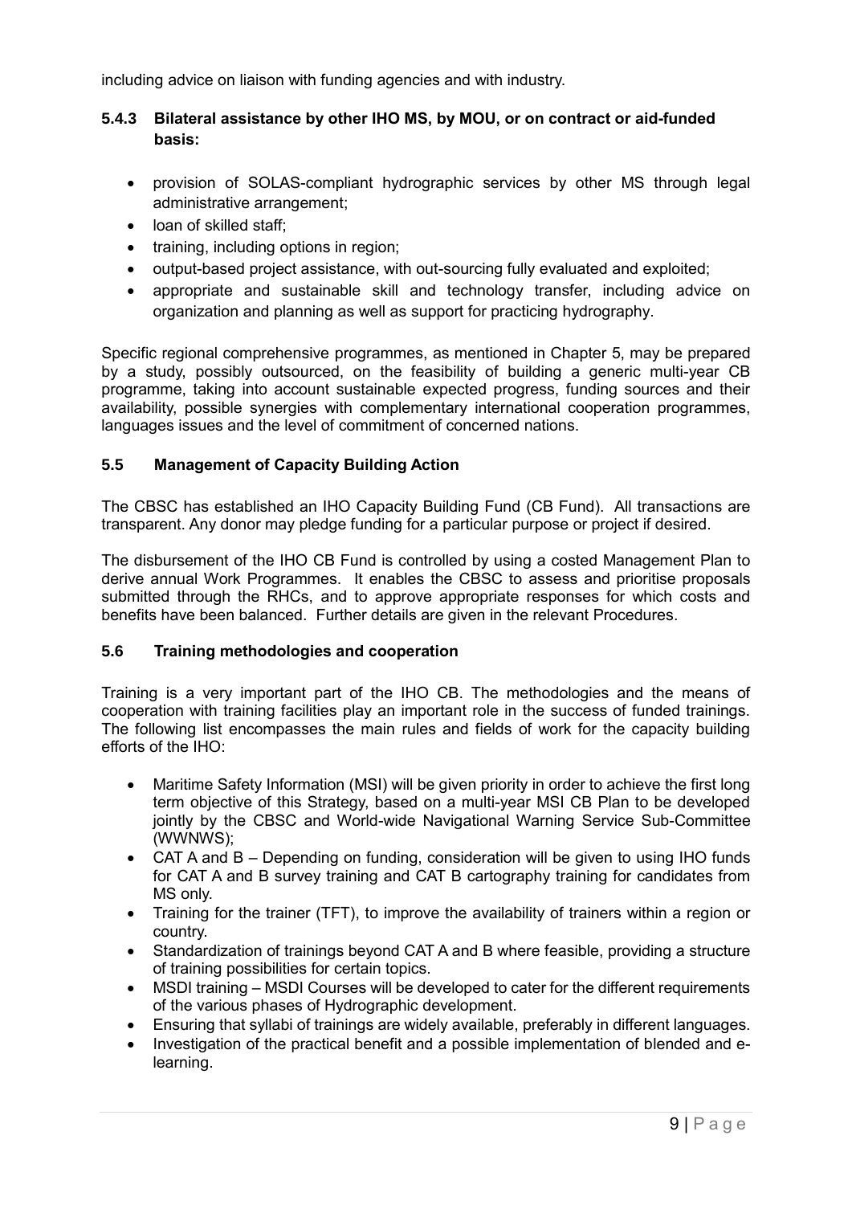including advice on liaison with funding agencies and with industry.

### 5.4.3 Bilateral assistance by other IHO MS, by MOU, or on contract or aid-funded basis:

- provision of SOLAS-compliant hydrographic services by other MS through legal administrative arrangement;
- loan of skilled staff;
- training, including options in region;
- output-based project assistance, with out-sourcing fully evaluated and exploited;
- appropriate and sustainable skill and technology transfer, including advice on organization and planning as well as support for practicing hydrography.

Specific regional comprehensive programmes, as mentioned in Chapter 5, may be prepared by a study, possibly outsourced, on the feasibility of building a generic multi-year CB programme, taking into account sustainable expected progress, funding sources and their availability, possible synergies with complementary international cooperation programmes, languages issues and the level of commitment of concerned nations.

## 5.5 Management of Capacity Building Action

The CBSC has established an IHO Capacity Building Fund (CB Fund). All transactions are transparent. Any donor may pledge funding for a particular purpose or project if desired.

The disbursement of the IHO CB Fund is controlled by using a costed Management Plan to derive annual Work Programmes. It enables the CBSC to assess and prioritise proposals submitted through the RHCs, and to approve appropriate responses for which costs and benefits have been balanced. Further details are given in the relevant Procedures.

## 5.6 Training methodologies and cooperation

Training is a very important part of the IHO CB. The methodologies and the means of cooperation with training facilities play an important role in the success of funded trainings. The following list encompasses the main rules and fields of work for the capacity building efforts of the IHO:

- Maritime Safety Information (MSI) will be given priority in order to achieve the first long term objective of this Strategy, based on a multi-year MSI CB Plan to be developed jointly by the CBSC and World-wide Navigational Warning Service Sub-Committee (WWNWS);
- CAT A and B – Depending on funding, consideration will be given to using IHO funds for CAT A and B survey training and CAT B cartography training for candidates from MS only.
- Training for the trainer (TFT), to improve the availability of trainers within a region or country.
- Standardization of trainings beyond CAT A and B where feasible, providing a structure of training possibilities for certain topics.
- MSDI training – MSDI Courses will be developed to cater for the different requirements of the various phases of Hydrographic development.
- Ensuring that syllabi of trainings are widely available, preferably in different languages.
- Investigation of the practical benefit and a possible implementation of blended and e-learning.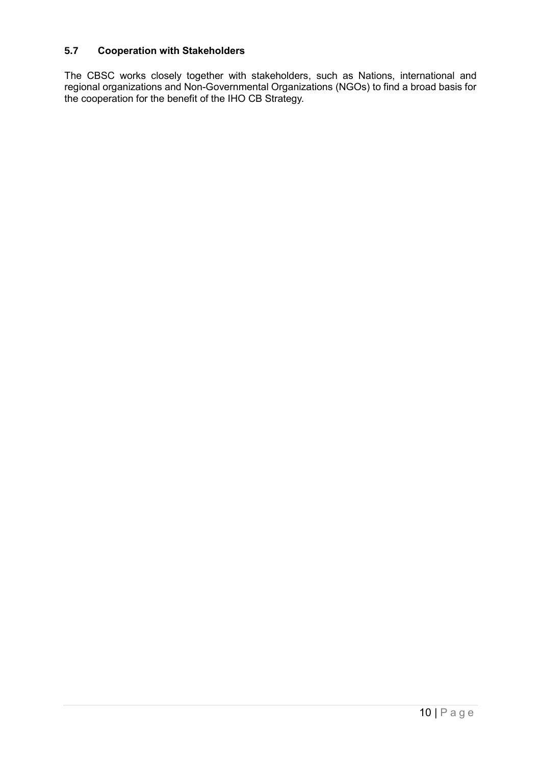### 5.7 Cooperation with Stakeholders

The CBSC works closely together with stakeholders, such as Nations, international and regional organizations and Non-Governmental Organizations (NGOs) to find a broad basis for the cooperation for the benefit of the IHO CB Strategy.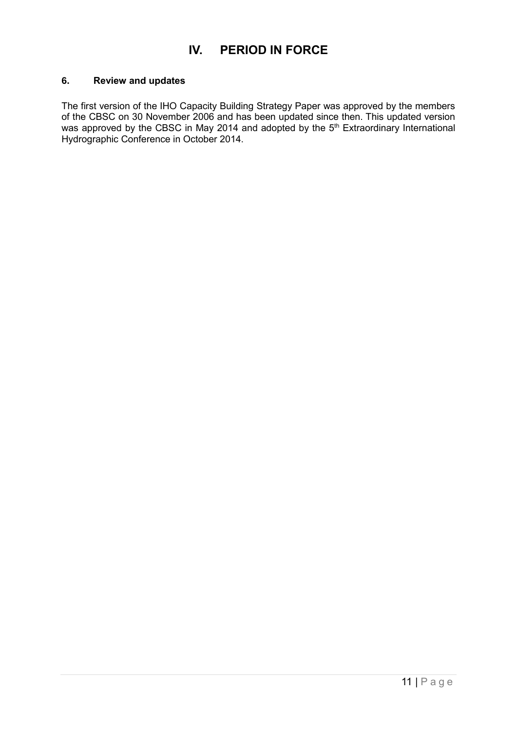# IV. PERIOD IN FORCE

## 6. Review and updates

The first version of the IHO Capacity Building Strategy Paper was approved by the members of the CBSC on 30 November 2006 and has been updated since then. This updated version was approved by the CBSC in May 2014 and adopted by the 5th Extraordinary International Hydrographic Conference in October 2014.